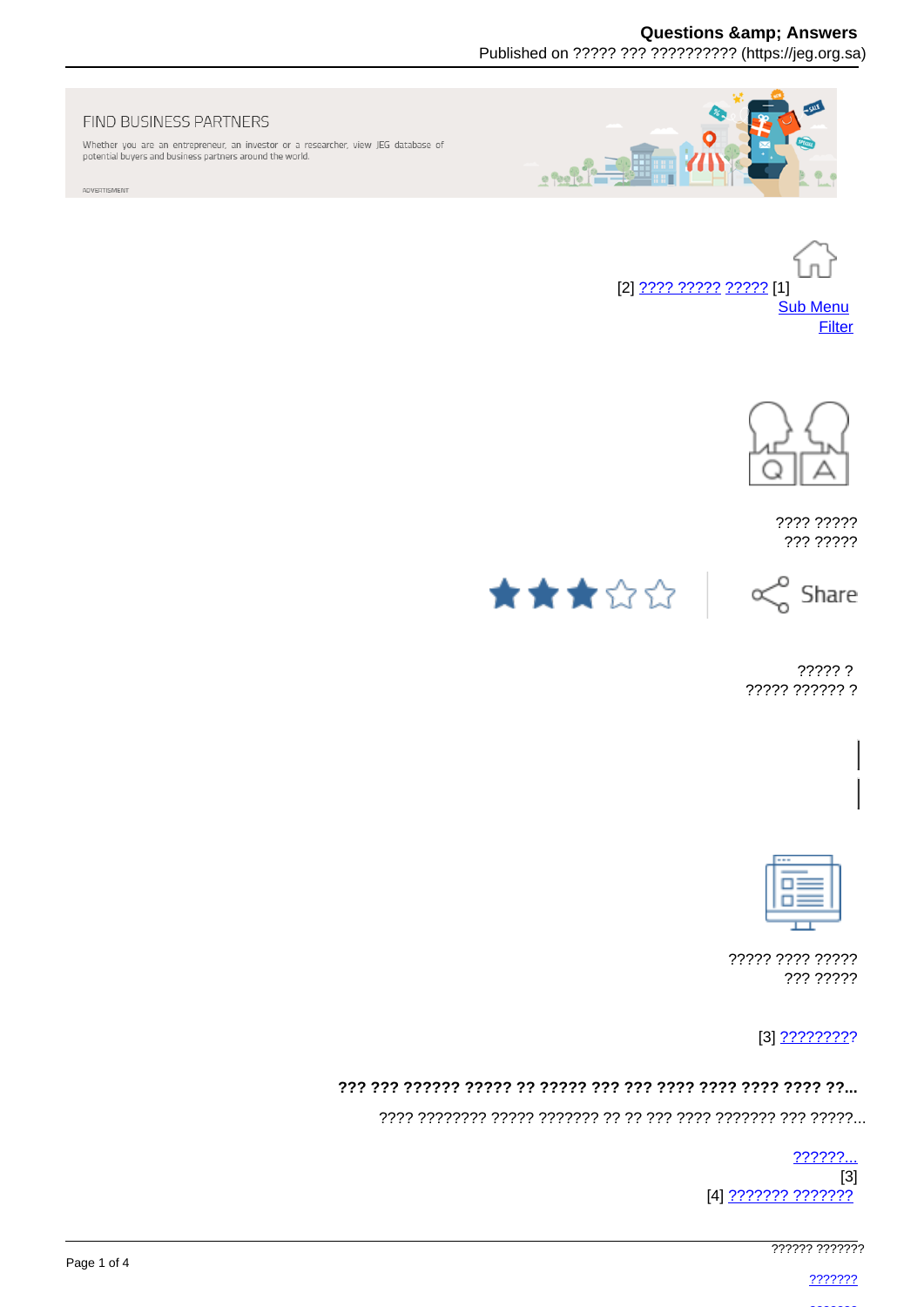FIND BUSINESS PARTNERS

Whether you are an entrepreneur, an investor or a researcher, view JEG database of potential buyers and business partners around the world.

ADVERTISMENT

[2] ???? ????? ????? [1]

Sub Menu

Filter

???? ?????
??? ?????

Share

????? ?
????? ?????? ?

????? ???? ?????
??? ?????

[3] ?????????

**??? ??? ?????? ????? ?? ????? ??? ??? ???? ???? ???? ???? ??...**

???? ???????? ????? ??????? ?? ?? ??? ???? ??????? ??? ?????...

??????...

[3]

[4] ??????? ???????

?????? ???????

???????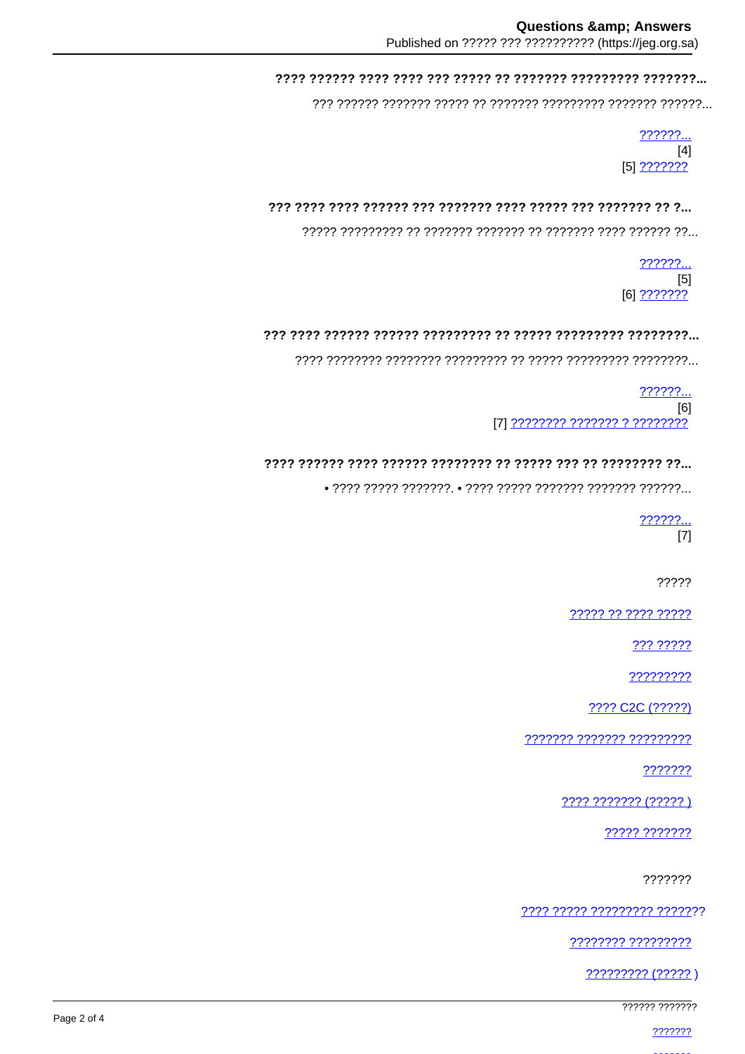**???? ?????? ???? ???? ??? ????? ?? ??????? ????????? ???????...**

??? ?????? ??????? ????? ?? ??????? ????????? ??????? ??????...

??????...
[4]
[5] ???????

**??? ???? ???? ?????? ??? ??????? ???? ????? ??? ??????? ?? ?...**

????? ????????? ?? ??????? ??????? ?? ??????? ???? ?????? ??...

??????...
[5]
[6] ???????

**??? ???? ?????? ?????? ????????? ?? ????? ????????? ????????...**

???? ???????? ???????? ????????? ?? ????? ????????? ????????...

??????...
[6]
[7] ???????? ??????? ? ????????

**???? ?????? ???? ?????? ???????? ?? ????? ??? ?? ???????? ??...**

• ???? ????? ???????. • ???? ????? ??????? ??????? ??????...

??????...
[7]

?????

????? ?? ???? ?????

??? ?????

?????????

???? C2C (?????)

??????? ??????? ?????????

???????

???? ??????? (????? )

????? ???????

???????

???? ????? ????????? ???????

???????? ?????????

????????? (????? )

?????? ???????

???????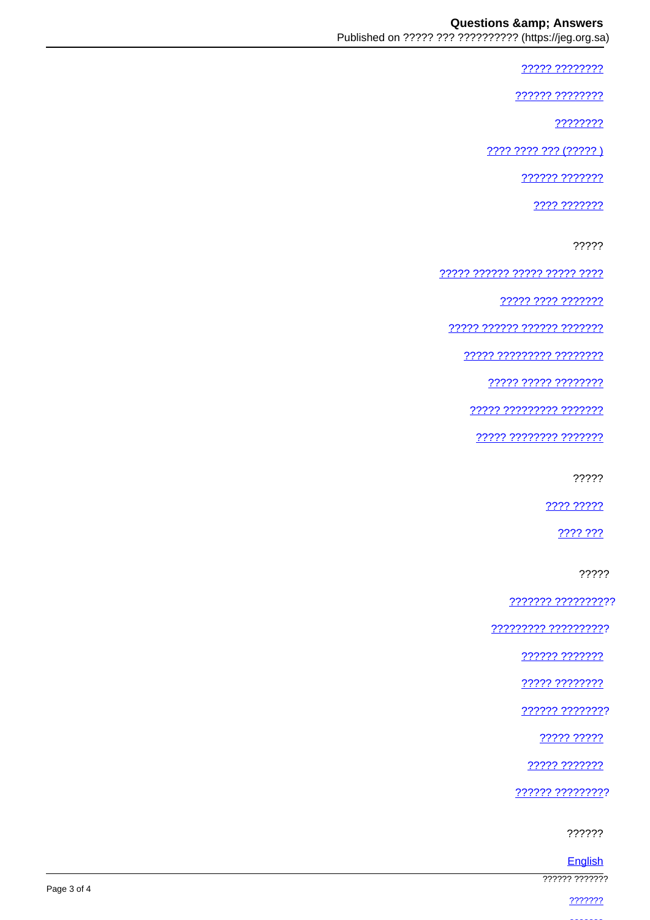????? ????????

?????? ????????

????????

???? ???? ??? (????? )

?????? ???????

???? ???????

?????

????? ?????? ????? ????? ????

????? ???? ???????

????? ?????? ?????? ???????

????? ????????? ????????

????? ????? ????????

????? ????????? ???????

????? ???????? ???????

?????

???? ?????

???? ???

?????

??????? ??????????

????????? ??????????

?????? ???????

????? ????????

?????? ????????

????? ?????

????? ???????

?????? ?????????

??????

English

?????? ???????

???????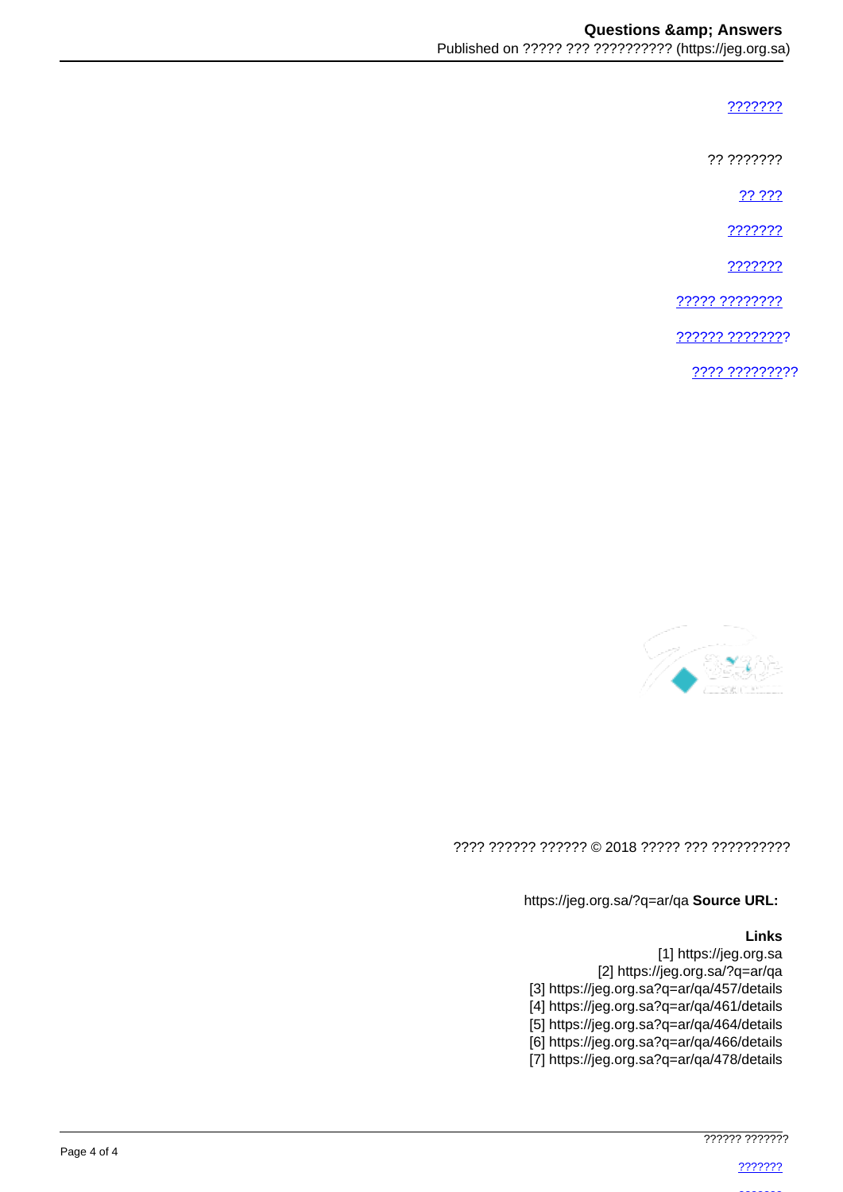???????

?? ???????

?? ???

???????

???????

????? ????????

?????? ????????

???? ?????????

???? ?????? ?????? © 2018 ????? ??? ??????????

**Source URL:** https://jeg.org.sa/?q=ar/qa

**Links**

[1] https://jeg.org.sa
[2] https://jeg.org.sa/?q=ar/qa
[3] https://jeg.org.sa?q=ar/qa/457/details
[4] https://jeg.org.sa?q=ar/qa/461/details
[5] https://jeg.org.sa?q=ar/qa/464/details
[6] https://jeg.org.sa?q=ar/qa/466/details
[7] https://jeg.org.sa?q=ar/qa/478/details

?????? ???????

???????